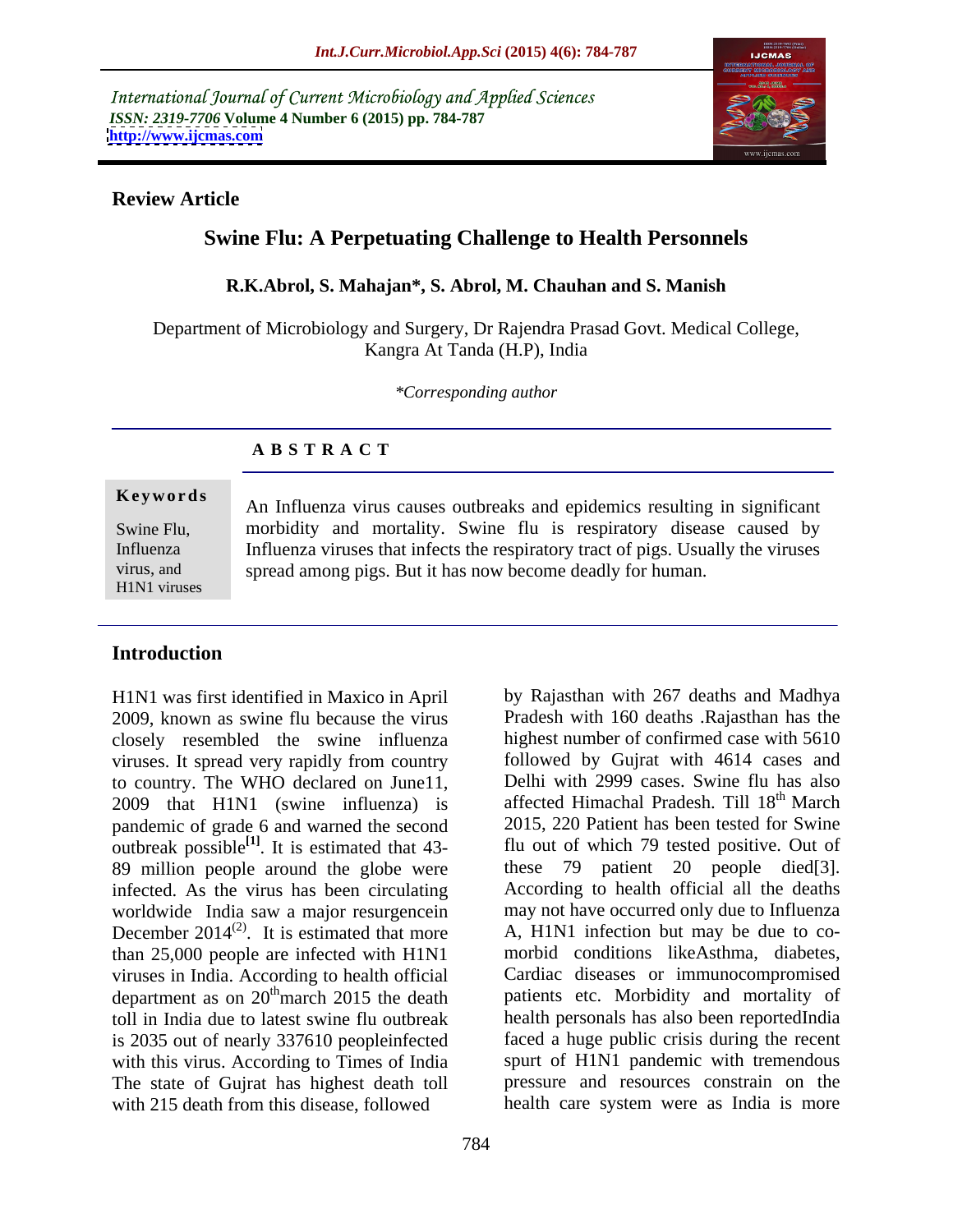International Journal of Current Microbiology and Applied Sciences
*ISSN: 2319-7706* **Volume 4 Number 6 (2015) pp. 784-787**
**http://www.ijcmas.com**

**Review Article**

# Swine Flu: A Perpetuating Challenge to Health Personnels

**R.K.Abrol, S. Mahajan*, S. Abrol, M. Chauhan and S. Manish**

Department of Microbiology and Surgery, Dr Rajendra Prasad Govt. Medical College, Kangra At Tanda (H.P), India

*\*Corresponding author*

## ABSTRACT

**Keywords**

Swine Flu, Influenza virus, and H1N1 viruses

An Influenza virus causes outbreaks and epidemics resulting in significant morbidity and mortality. Swine flu is respiratory disease caused by Influenza viruses that infects the respiratory tract of pigs. Usually the viruses spread among pigs. But it has now become deadly for human.

## Introduction

H1N1 was first identified in Maxico in April 2009, known as swine flu because the virus closely resembled the swine influenza viruses. It spread very rapidly from country to country. The WHO declared on June11, 2009 that H1N1 (swine influenza) is pandemic of grade 6 and warned the second outbreak possible[1]. It is estimated that 43-89 million people around the globe were infected. As the virus has been circulating worldwide India saw a major resurgencein December 2014[(2)]. It is estimated that more than 25,000 people are infected with H1N1 viruses in India. According to health official department as on 20thmarch 2015 the death toll in India due to latest swine flu outbreak is 2035 out of nearly 337610 peopleinfected with this virus. According to Times of India The state of Gujrat has highest death toll with 215 death from this disease, followed by Rajasthan with 267 deaths and Madhya Pradesh with 160 deaths .Rajasthan has the highest number of confirmed case with 5610 followed by Gujrat with 4614 cases and Delhi with 2999 cases. Swine flu has also affected Himachal Pradesh. Till 18th March 2015, 220 Patient has been tested for Swine flu out of which 79 tested positive. Out of these 79 patient 20 people died[3]. According to health official all the deaths may not have occurred only due to Influenza A, H1N1 infection but may be due to co-morbid conditions likeAsthma, diabetes, Cardiac diseases or immunocompromised patients etc. Morbidity and mortality of health personals has also been reportedIndia faced a huge public crisis during the recent spurt of H1N1 pandemic with tremendous pressure and resources constrain on the health care system were as India is more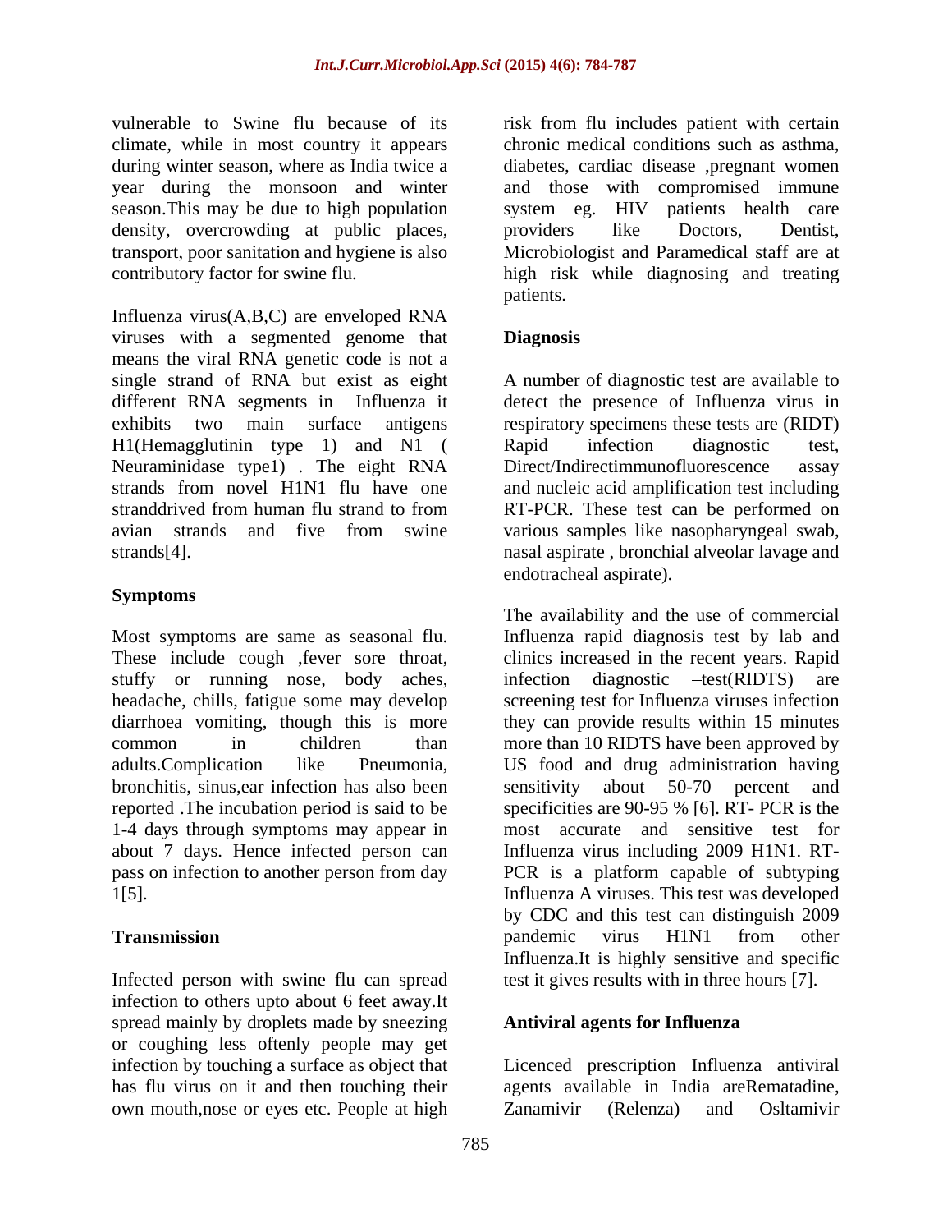vulnerable to Swine flu because of its climate, while in most country it appears during winter season, whereas India twice a year during the monsoon and winter season.This may be due to high population density, overcrowding at public places, transport, poor sanitation and hygiene is also contributory factor for swine flu.

Influenza virus(A,B,C) are enveloped RNA viruses with a segmented genome that means the viral RNA genetic code is not a single strand of RNA but exist as eight different RNA segments in Influenza it exhibits two main surface antigens H1(Hemagglutinin type 1) and N1 ( Neuraminidase type1) . The eight RNA strands from novel H1N1 flu have one stranddrived from human flu strand to from avian strands and five from swine strands[4].

## Symptoms

Most symptoms are same as seasonal flu. These include cough ,fever sore throat, stuffy or running nose, body aches, headache, chills, fatigue some may develop diarrhoea vomiting, though this is more common in children than adults.Complication like Pneumonia, bronchitis, sinus,ear infection has also been reported .The incubation period is said to be 1-4 days through symptoms may appear in about 7 days. Hence infected person can pass on infection to another person from day 1[5].

## Transmission

Infected person with swine flu can spread infection to others upto about 6 feet away.It spread mainly by droplets made by sneezing or coughing less oftenly people may get infection by touching a surface as object that has flu virus on it and then touching their own mouth,nose or eyes etc. People at high risk from flu includes patient with certain chronic medical conditions such as asthma, diabetes, cardiac disease ,pregnant women and those with compromised immune system eg. HIV patients health care providers like Doctors, Dentist, Microbiologist and Paramedical staff are at high risk while diagnosing and treating patients.

## Diagnosis

A number of diagnostic test are available to detect the presence of Influenza virus in respiratory specimens these tests are (RIDT) Rapid infection diagnostic test, Direct/Indirectimmunofluorescence assay and nucleic acid amplification test including RT-PCR. These test can be performed on various samples like nasopharyngeal swab, nasal aspirate , bronchial alveolar lavage and endotracheal aspirate).

The availability and the use of commercial Influenza rapid diagnosis test by lab and clinics increased in the recent years. Rapid infection diagnostic –test(RIDTS) are screening test for Influenza viruses infection they can provide results within 15 minutes more than 10 RIDTS have been approved by US food and drug administration having sensitivity about 50-70 percent and specificities are 90-95 % [6]. RT- PCR is the most accurate and sensitive test for Influenza virus including 2009 H1N1. RT-PCR is a platform capable of subtyping Influenza A viruses. This test was developed by CDC and this test can distinguish 2009 pandemic virus H1N1 from other Influenza.It is highly sensitive and specific test it gives results with in three hours [7].

## Antiviral agents for Influenza

Licenced prescription Influenza antiviral agents available in India areRematadine, Zanamivir (Relenza) and Osltamivir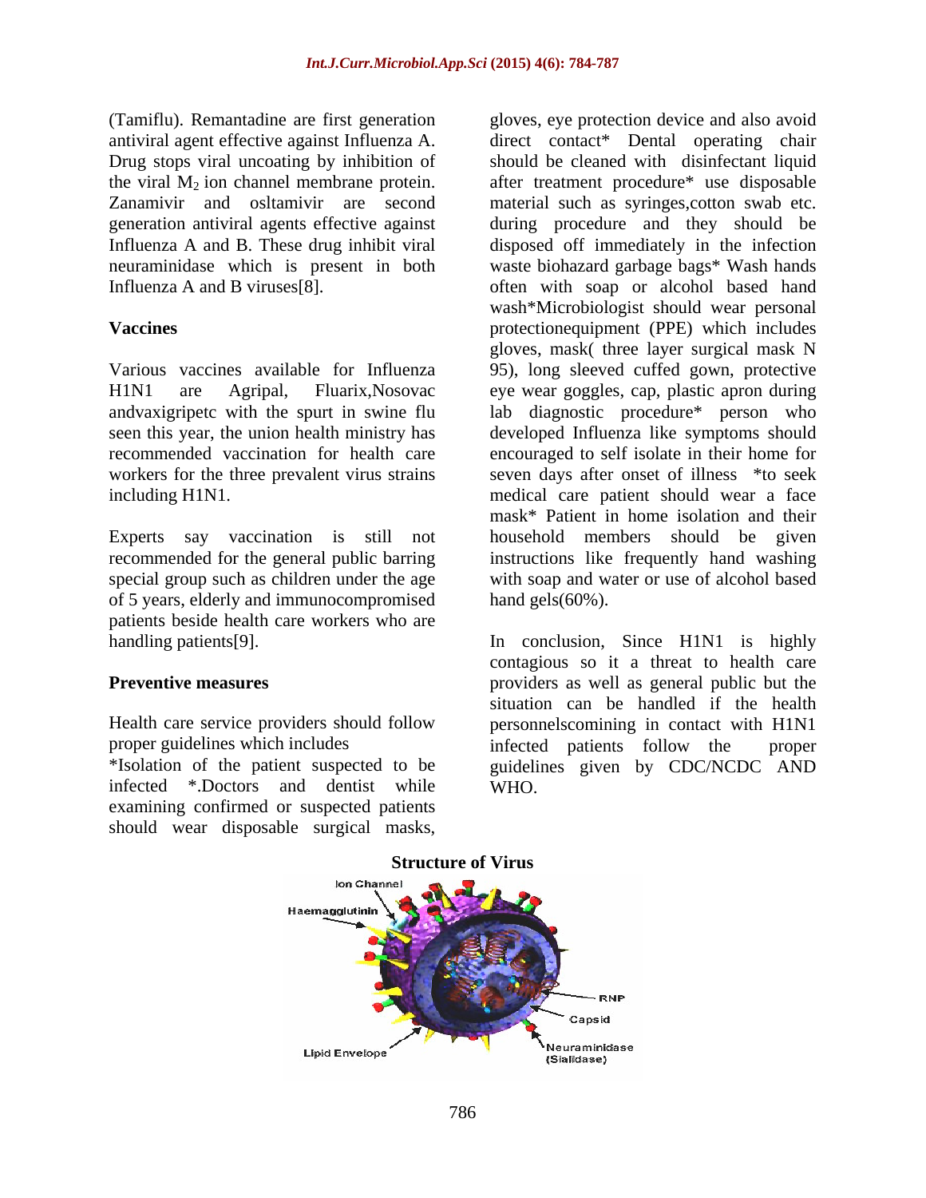(Tamiflu). Remantadine are first generation antiviral agent effective against Influenza A. Drug stops viral uncoating by inhibition of the viral $M_2$ ion channel membrane protein. Zanamivir and osltamivir are second generation antiviral agents effective against Influenza A and B. These drug inhibit viral neuraminidase which is present in both Influenza A and B viruses[8].

**Vaccines**

Various vaccines available for Influenza H1N1 are Agripal, Fluarix,Nosovac andvaxigripetc with the spurt in swine flu seen this year, the union health ministry has recommended vaccination for health care workers for the three prevalent virus strains including H1N1.

Experts say vaccination is still not recommended for the general public barring special group such as children under the age of 5 years, elderly and immunocompromised patients beside health care workers who are handling patients[9].

**Preventive measures**

Health care service providers should follow proper guidelines which includes
*Isolation of the patient suspected to be infected *.Doctors and dentist while examining confirmed or suspected patients should wear disposable surgical masks, gloves, eye protection device and also avoid direct contact* Dental operating chair should be cleaned with disinfectant liquid after treatment procedure* use disposable material such as syringes,cotton swab etc. during procedure and they should be disposed off immediately in the infection waste biohazard garbage bags* Wash hands often with soap or alcohol based hand wash*Microbiologist should wear personal protectionequipment (PPE) which includes gloves, mask( three layer surgical mask N 95), long sleeved cuffed gown, protective eye wear goggles, cap, plastic apron during lab diagnostic procedure* person who developed Influenza like symptoms should encouraged to self isolate in their home for seven days after onset of illness *to seek medical care patient should wear a face mask* Patient in home isolation and their household members should be given instructions like frequently hand washing with soap and water or use of alcohol based hand gels(60%).

In conclusion, Since H1N1 is highly contagious so it a threat to health care providers as well as general public but the situation can be handled if the health personnelscomining in contact with H1N1 infected patients follow the proper guidelines given by CDC/NCDC AND WHO.

**Structure of Virus**

Ion Channel
Haemagglutinin
RNP
Capsid
Lipid Envelope
Neuraminidase (Sialidase)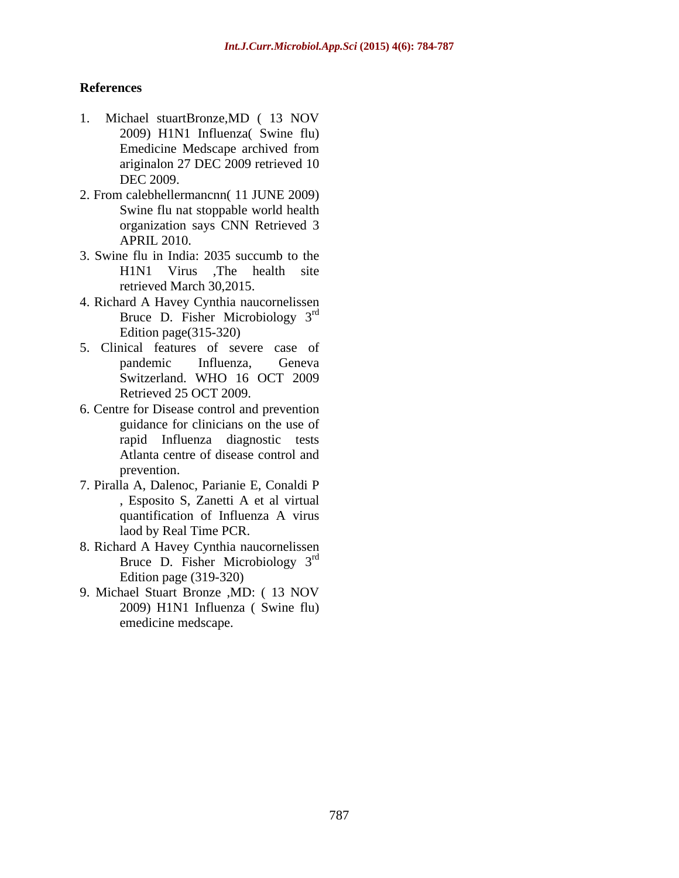## References

1. Michael stuartBronze,MD ( 13 NOV 2009) H1N1 Influenza( Swine flu) Emedicine Medscape archived from ariginalon 27 DEC 2009 retrieved 10 DEC 2009.
2. From calebhellermancnn( 11 JUNE 2009) Swine flu nat stoppable world health organization says CNN Retrieved 3 APRIL 2010.
3. Swine flu in India: 2035 succumb to the H1N1 Virus ,The health site retrieved March 30,2015.
4. Richard A Havey Cynthia naucornelissen Bruce D. Fisher Microbiology 3rd Edition page(315-320)
5. Clinical features of severe case of pandemic Influenza, Geneva Switzerland. WHO 16 OCT 2009 Retrieved 25 OCT 2009.
6. Centre for Disease control and prevention guidance for clinicians on the use of rapid Influenza diagnostic tests Atlanta centre of disease control and prevention.
7. Piralla A, Dalenoc, Parianie E, Conaldi P , Esposito S, Zanetti A et al virtual quantification of Influenza A virus laod by Real Time PCR.
8. Richard A Havey Cynthia naucornelissen Bruce D. Fisher Microbiology 3rd Edition page (319-320)
9. Michael Stuart Bronze ,MD: ( 13 NOV 2009) H1N1 Influenza ( Swine flu) emedicine medscape.